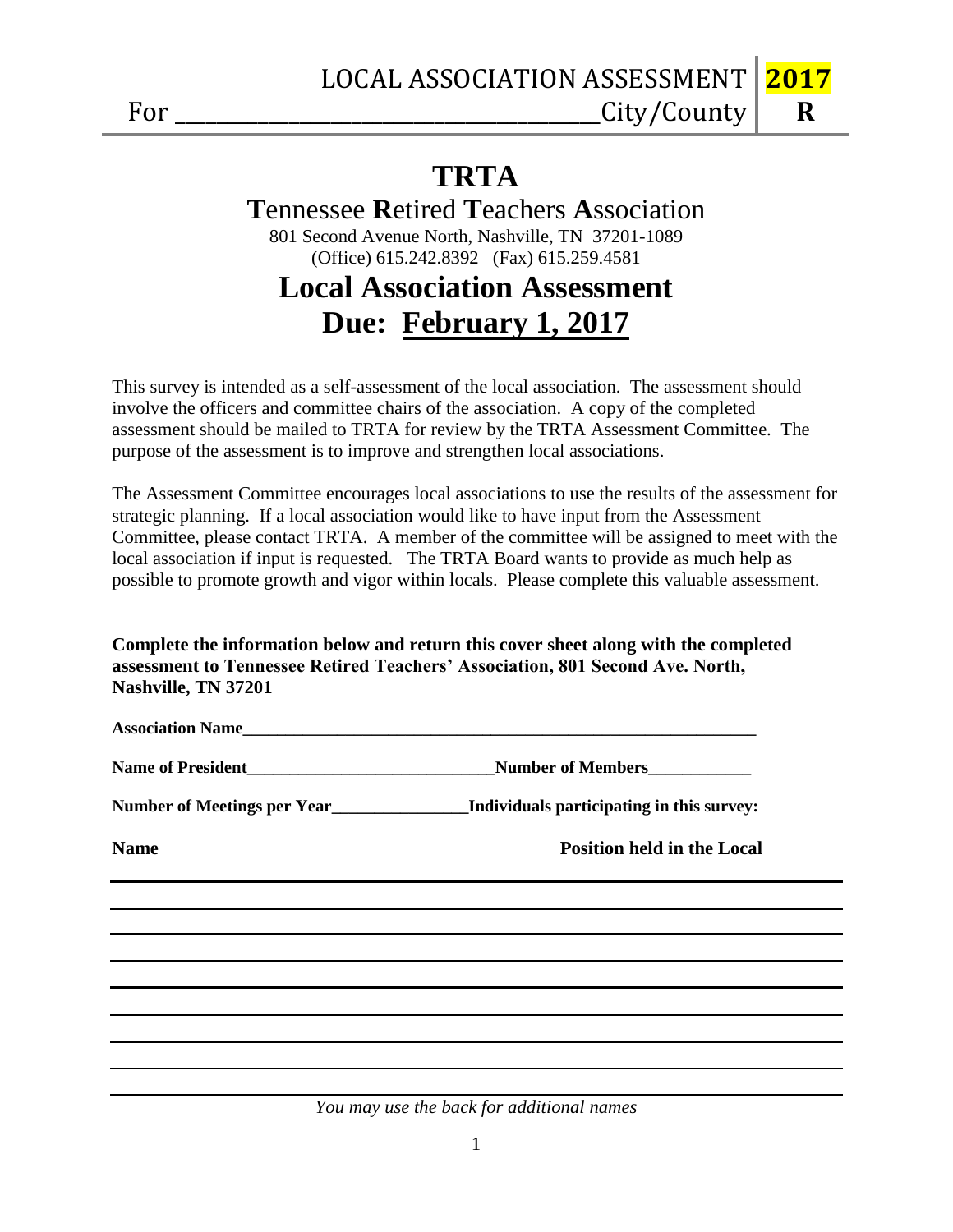LOCAL ASSOCIATION ASSESSMENT **2017**

For ______________________________________City/County **R**

# TRTA

## **T**ennessee **R**etired **T**eachers **A**ssociation

801 Second Avenue North, Nashville, TN 37201-1089
(Office) 615.242.8392 (Fax) 615.259.4581

# Local Association Assessment

# Due: <u>February 1, 2017</u>

This survey is intended as a self-assessment of the local association. The assessment should involve the officers and committee chairs of the association. A copy of the completed assessment should be mailed to TRTA for review by the TRTA Assessment Committee. The purpose of the assessment is to improve and strengthen local associations.

The Assessment Committee encourages local associations to use the results of the assessment for strategic planning. If a local association would like to have input from the Assessment Committee, please contact TRTA. A member of the committee will be assigned to meet with the local association if input is requested. The TRTA Board wants to provide as much help as possible to promote growth and vigor within locals. Please complete this valuable assessment.

**Complete the information below and return this cover sheet along with the completed assessment to Tennessee Retired Teachers' Association, 801 Second Ave. North, Nashville, TN 37201**

**Association Name**_____________________________________________________________

**Name of President**____________________________ **Number of Members**___________

**Number of Meetings per Year**_______________ **Individuals participating in this survey:**

| Name | Position held in the Local |
|---|---|
| | |
| | |
| | |
| | |
| | |
| | |
| | |
| | |
| | |

*You may use the back for additional names*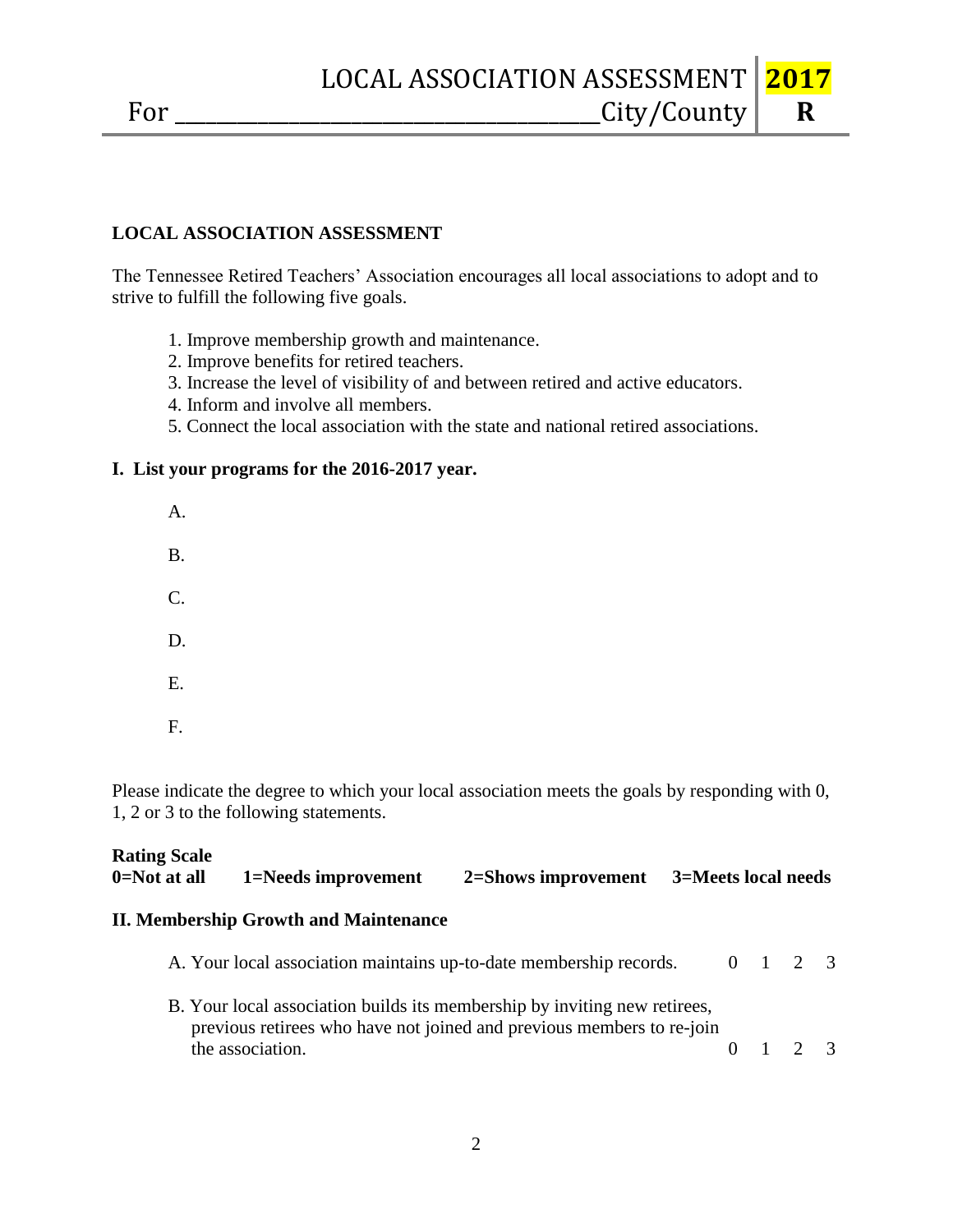# LOCAL ASSOCIATION ASSESSMENT 2017

For ______________________________________City/County **R**

## LOCAL ASSOCIATION ASSESSMENT

The Tennessee Retired Teachers' Association encourages all local associations to adopt and to strive to fulfill the following five goals.

1. Improve membership growth and maintenance.
2. Improve benefits for retired teachers.
3. Increase the level of visibility of and between retired and active educators.
4. Inform and involve all members.
5. Connect the local association with the state and national retired associations.

## I. List your programs for the 2016-2017 year.

A.

B.

C.

D.

E.

F.

Please indicate the degree to which your local association meets the goals by responding with 0, 1, 2 or 3 to the following statements.

**Rating Scale**
**0=Not at all** **1=Needs improvement** **2=Shows improvement** **3=Meets local needs**

## II. Membership Growth and Maintenance

A. Your local association maintains up-to-date membership records. 0 1 2 3

B. Your local association builds its membership by inviting new retirees, previous retirees who have not joined and previous members to re-join the association. 0 1 2 3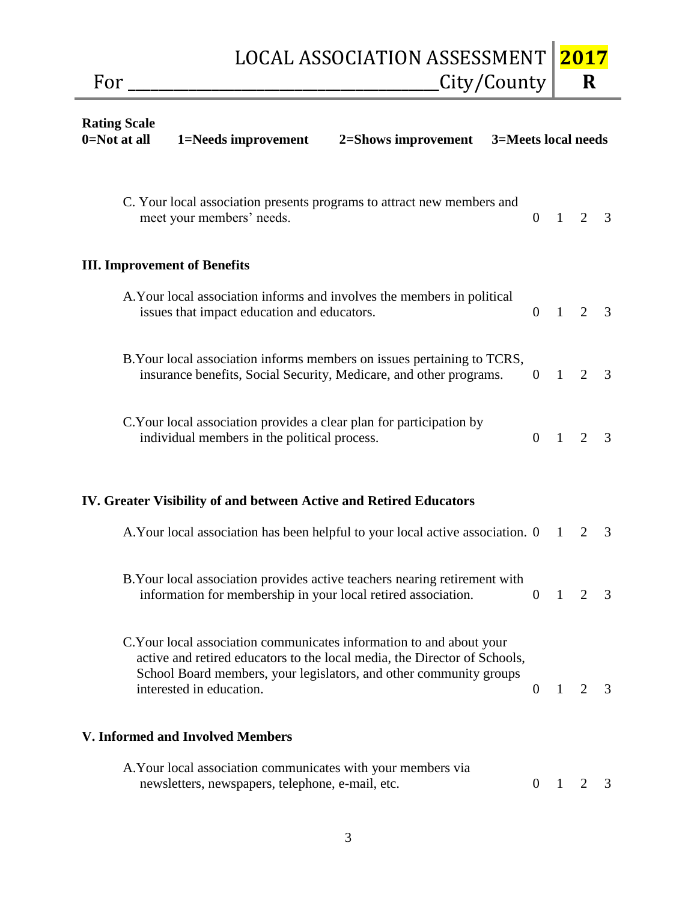# LOCAL ASSOCIATION ASSESSMENT **2017**

For ______________________________ City/County **R**

**Rating Scale**
**0=Not at all** **1=Needs improvement** **2=Shows improvement** **3=Meets local needs**

C. Your local association presents programs to attract new members and meet your members' needs. 0 1 2 3

**III. Improvement of Benefits**

A. Your local association informs and involves the members in political issues that impact education and educators. 0 1 2 3

B. Your local association informs members on issues pertaining to TCRS, insurance benefits, Social Security, Medicare, and other programs. 0 1 2 3

C. Your local association provides a clear plan for participation by individual members in the political process. 0 1 2 3

**IV. Greater Visibility of and between Active and Retired Educators**

A. Your local association has been helpful to your local active association. 0 1 2 3

B. Your local association provides active teachers nearing retirement with information for membership in your local retired association. 0 1 2 3

C. Your local association communicates information to and about your active and retired educators to the local media, the Director of Schools, School Board members, your legislators, and other community groups interested in education. 0 1 2 3

**V. Informed and Involved Members**

A. Your local association communicates with your members via newsletters, newspapers, telephone, e-mail, etc. 0 1 2 3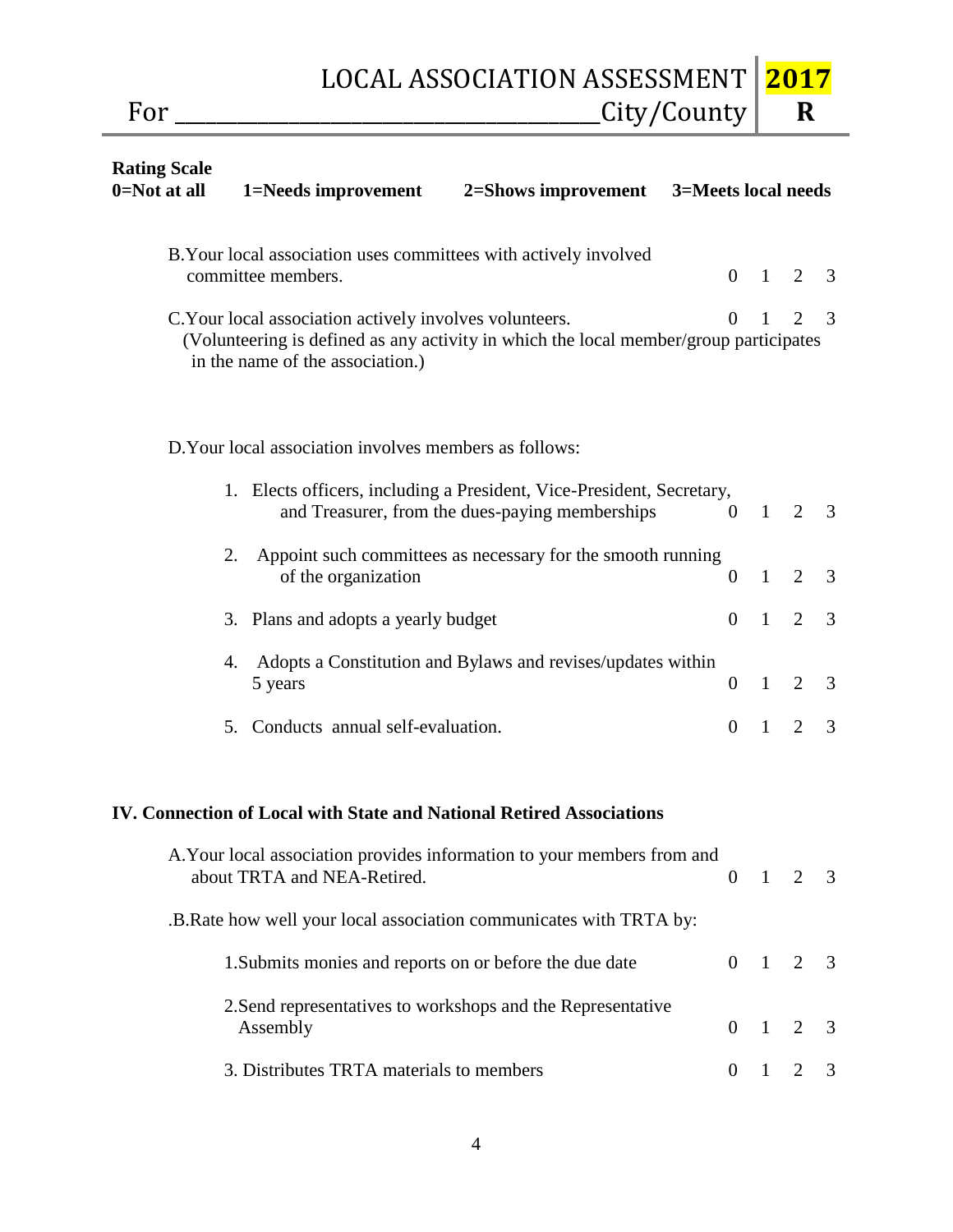# LOCAL ASSOCIATION ASSESSMENT 2017

For ____________________________________City/County **R**

**Rating Scale**
**0=Not at all** **1=Needs improvement** **2=Shows improvement** **3=Meets local needs**

| Item | | | | |
|---|---|---|---|---|
| B. Your local association uses committees with actively involved committee members. | 0 | 1 | 2 | 3 |
| C. Your local association actively involves volunteers. (Volunteering is defined as any activity in which the local member/group participates in the name of the association.) | 0 | 1 | 2 | 3 |
| D. Your local association involves members as follows: | | | | |
| 1. Elects officers, including a President, Vice-President, Secretary, and Treasurer, from the dues-paying memberships | 0 | 1 | 2 | 3 |
| 2. Appoint such committees as necessary for the smooth running of the organization | 0 | 1 | 2 | 3 |
| 3. Plans and adopts a yearly budget | 0 | 1 | 2 | 3 |
| 4. Adopts a Constitution and Bylaws and revises/updates within 5 years | 0 | 1 | 2 | 3 |
| 5. Conducts annual self-evaluation. | 0 | 1 | 2 | 3 |

## IV. Connection of Local with State and National Retired Associations

| Item | | | | |
|---|---|---|---|---|
| A. Your local association provides information to your members from and about TRTA and NEA-Retired. | 0 | 1 | 2 | 3 |
| .B. Rate how well your local association communicates with TRTA by: | | | | |
| 1. Submits monies and reports on or before the due date | 0 | 1 | 2 | 3 |
| 2. Send representatives to workshops and the Representative Assembly | 0 | 1 | 2 | 3 |
| 3. Distributes TRTA materials to members | 0 | 1 | 2 | 3 |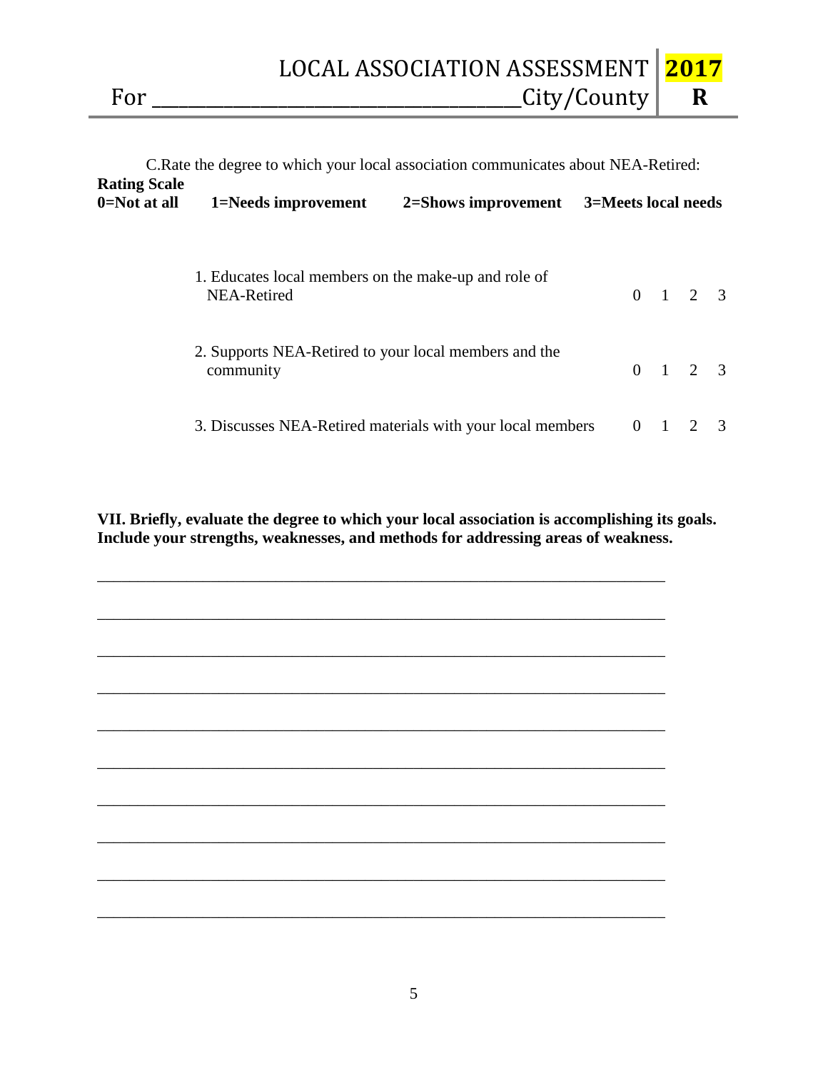LOCAL ASSOCIATION ASSESSMENT **2017**

For ______________________________________City/County **R**

C.Rate the degree to which your local association communicates about NEA-Retired:

**Rating Scale**

**0=Not at all 1=Needs improvement 2=Shows improvement 3=Meets local needs**

| | |
|---|---|
| 1. Educates local members on the make-up and role of NEA-Retired | 0 1 2 3 |
| 2. Supports NEA-Retired to your local members and the community | 0 1 2 3 |
| 3. Discusses NEA-Retired materials with your local members | 0 1 2 3 |

**VII. Briefly, evaluate the degree to which your local association is accomplishing its goals. Include your strengths, weaknesses, and methods for addressing areas of weakness.**

______________________________________________________________________

______________________________________________________________________

______________________________________________________________________

______________________________________________________________________

______________________________________________________________________

______________________________________________________________________

______________________________________________________________________

______________________________________________________________________

______________________________________________________________________

______________________________________________________________________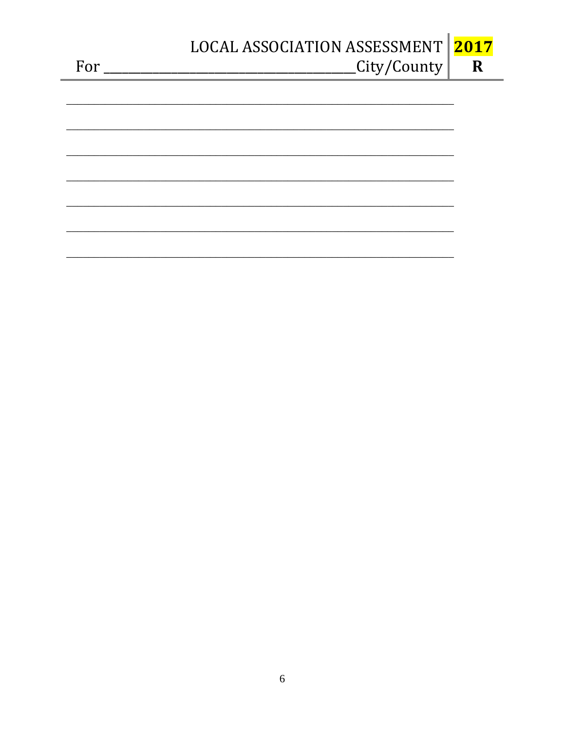LOCAL ASSOCIATION ASSESSMENT **2017**

For ______________________________City/County **R**

___________________________________________________________________________

___________________________________________________________________________

___________________________________________________________________________

___________________________________________________________________________

___________________________________________________________________________

___________________________________________________________________________

___________________________________________________________________________